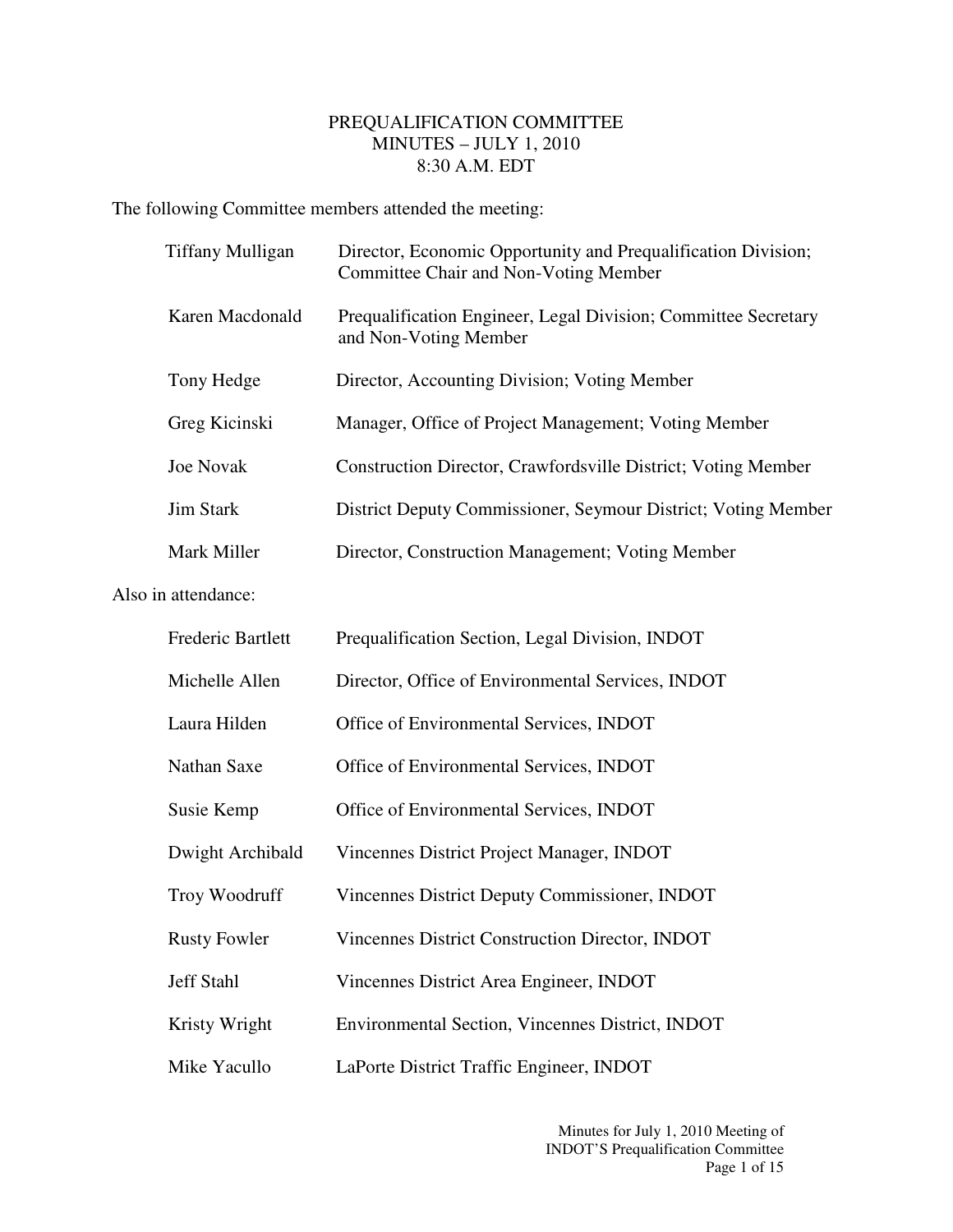# PREQUALIFICATION COMMITTEE
## MINUTES – JULY 1, 2010
## 8:30 A.M. EDT

The following Committee members attended the meeting:

| | |
|---|---|
| Tiffany Mulligan | Director, Economic Opportunity and Prequalification Division; Committee Chair and Non-Voting Member |
| Karen Macdonald | Prequalification Engineer, Legal Division; Committee Secretary and Non-Voting Member |
| Tony Hedge | Director, Accounting Division; Voting Member |
| Greg Kicinski | Manager, Office of Project Management; Voting Member |
| Joe Novak | Construction Director, Crawfordsville District; Voting Member |
| Jim Stark | District Deputy Commissioner, Seymour District; Voting Member |
| Mark Miller | Director, Construction Management; Voting Member |

Also in attendance:

| | |
|---|---|
| Frederic Bartlett | Prequalification Section, Legal Division, INDOT |
| Michelle Allen | Director, Office of Environmental Services, INDOT |
| Laura Hilden | Office of Environmental Services, INDOT |
| Nathan Saxe | Office of Environmental Services, INDOT |
| Susie Kemp | Office of Environmental Services, INDOT |
| Dwight Archibald | Vincennes District Project Manager, INDOT |
| Troy Woodruff | Vincennes District Deputy Commissioner, INDOT |
| Rusty Fowler | Vincennes District Construction Director, INDOT |
| Jeff Stahl | Vincennes District Area Engineer, INDOT |
| Kristy Wright | Environmental Section, Vincennes District, INDOT |
| Mike Yacullo | LaPorte District Traffic Engineer, INDOT |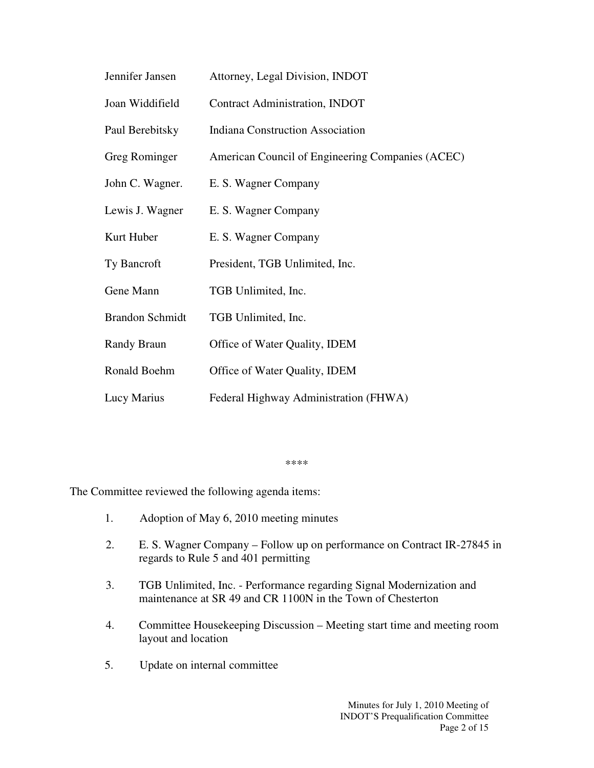| | |
|---|---|
| Jennifer Jansen | Attorney, Legal Division, INDOT |
| Joan Widdifield | Contract Administration, INDOT |
| Paul Berebitsky | Indiana Construction Association |
| Greg Rominger | American Council of Engineering Companies (ACEC) |
| John C. Wagner. | E. S. Wagner Company |
| Lewis J. Wagner | E. S. Wagner Company |
| Kurt Huber | E. S. Wagner Company |
| Ty Bancroft | President, TGB Unlimited, Inc. |
| Gene Mann | TGB Unlimited, Inc. |
| Brandon Schmidt | TGB Unlimited, Inc. |
| Randy Braun | Office of Water Quality, IDEM |
| Ronald Boehm | Office of Water Quality, IDEM |
| Lucy Marius | Federal Highway Administration (FHWA) |

****

The Committee reviewed the following agenda items:

1. Adoption of May 6, 2010 meeting minutes
2. E. S. Wagner Company – Follow up on performance on Contract IR-27845 in regards to Rule 5 and 401 permitting
3. TGB Unlimited, Inc. - Performance regarding Signal Modernization and maintenance at SR 49 and CR 1100N in the Town of Chesterton
4. Committee Housekeeping Discussion – Meeting start time and meeting room layout and location
5. Update on internal committee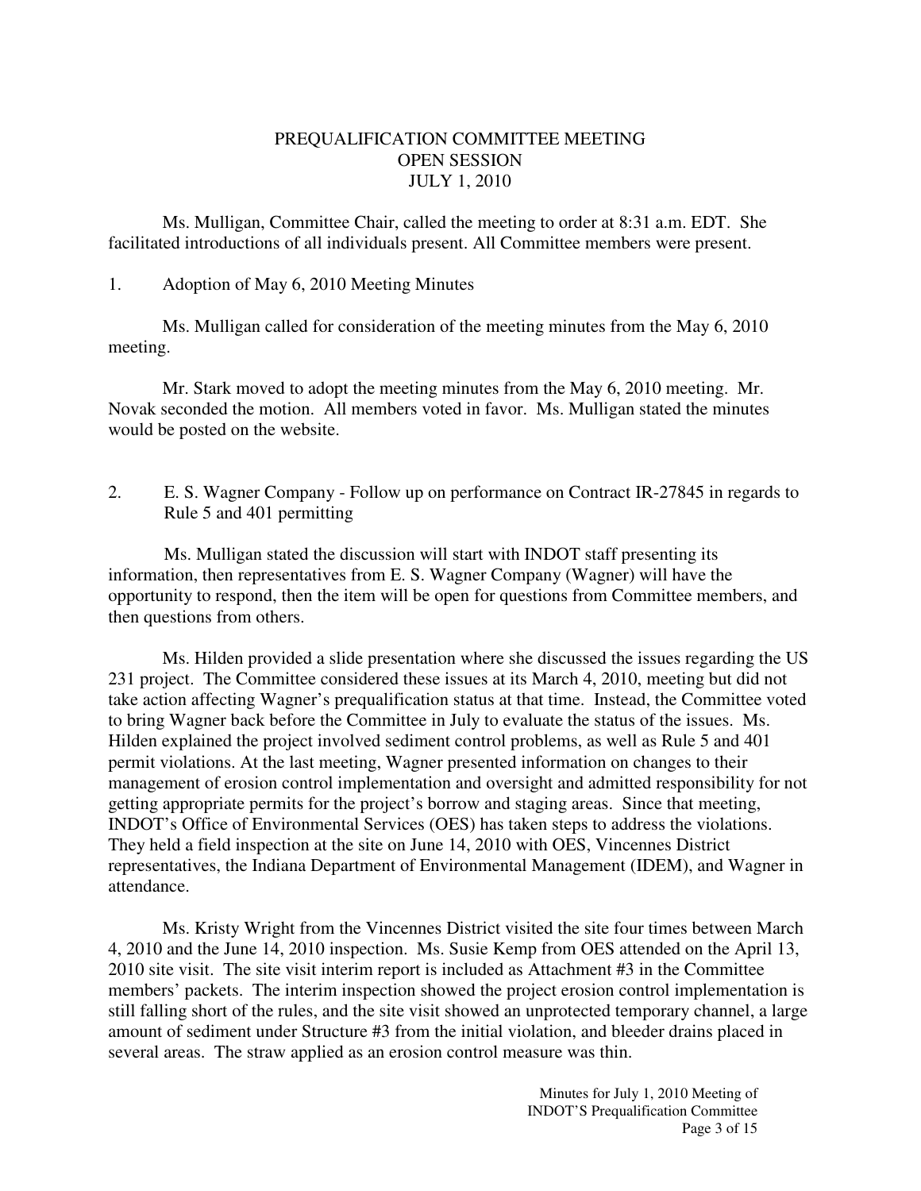PREQUALIFICATION COMMITTEE MEETING
OPEN SESSION
JULY 1, 2010

Ms. Mulligan, Committee Chair, called the meeting to order at 8:31 a.m. EDT. She facilitated introductions of all individuals present. All Committee members were present.

1. Adoption of May 6, 2010 Meeting Minutes

Ms. Mulligan called for consideration of the meeting minutes from the May 6, 2010 meeting.

Mr. Stark moved to adopt the meeting minutes from the May 6, 2010 meeting. Mr. Novak seconded the motion. All members voted in favor. Ms. Mulligan stated the minutes would be posted on the website.

2. E. S. Wagner Company - Follow up on performance on Contract IR-27845 in regards to Rule 5 and 401 permitting

Ms. Mulligan stated the discussion will start with INDOT staff presenting its information, then representatives from E. S. Wagner Company (Wagner) will have the opportunity to respond, then the item will be open for questions from Committee members, and then questions from others.

Ms. Hilden provided a slide presentation where she discussed the issues regarding the US 231 project. The Committee considered these issues at its March 4, 2010, meeting but did not take action affecting Wagner's prequalification status at that time. Instead, the Committee voted to bring Wagner back before the Committee in July to evaluate the status of the issues. Ms. Hilden explained the project involved sediment control problems, as well as Rule 5 and 401 permit violations. At the last meeting, Wagner presented information on changes to their management of erosion control implementation and oversight and admitted responsibility for not getting appropriate permits for the project's borrow and staging areas. Since that meeting, INDOT's Office of Environmental Services (OES) has taken steps to address the violations. They held a field inspection at the site on June 14, 2010 with OES, Vincennes District representatives, the Indiana Department of Environmental Management (IDEM), and Wagner in attendance.

Ms. Kristy Wright from the Vincennes District visited the site four times between March 4, 2010 and the June 14, 2010 inspection. Ms. Susie Kemp from OES attended on the April 13, 2010 site visit. The site visit interim report is included as Attachment #3 in the Committee members' packets. The interim inspection showed the project erosion control implementation is still falling short of the rules, and the site visit showed an unprotected temporary channel, a large amount of sediment under Structure #3 from the initial violation, and bleeder drains placed in several areas. The straw applied as an erosion control measure was thin.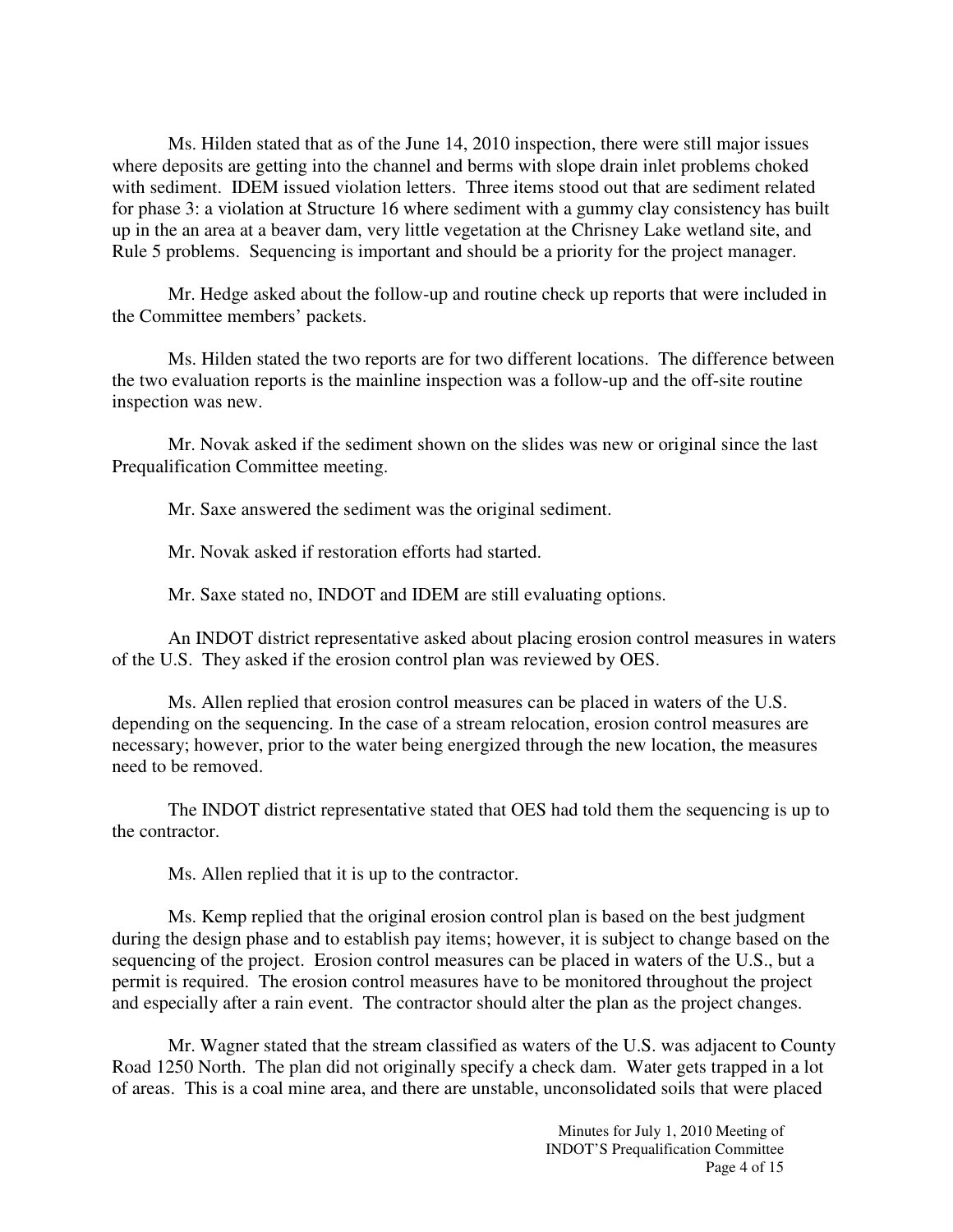Ms. Hilden stated that as of the June 14, 2010 inspection, there were still major issues where deposits are getting into the channel and berms with slope drain inlet problems choked with sediment. IDEM issued violation letters. Three items stood out that are sediment related for phase 3: a violation at Structure 16 where sediment with a gummy clay consistency has built up in the an area at a beaver dam, very little vegetation at the Chrisney Lake wetland site, and Rule 5 problems. Sequencing is important and should be a priority for the project manager.

Mr. Hedge asked about the follow-up and routine check up reports that were included in the Committee members' packets.

Ms. Hilden stated the two reports are for two different locations. The difference between the two evaluation reports is the mainline inspection was a follow-up and the off-site routine inspection was new.

Mr. Novak asked if the sediment shown on the slides was new or original since the last Prequalification Committee meeting.

Mr. Saxe answered the sediment was the original sediment.

Mr. Novak asked if restoration efforts had started.

Mr. Saxe stated no, INDOT and IDEM are still evaluating options.

An INDOT district representative asked about placing erosion control measures in waters of the U.S. They asked if the erosion control plan was reviewed by OES.

Ms. Allen replied that erosion control measures can be placed in waters of the U.S. depending on the sequencing. In the case of a stream relocation, erosion control measures are necessary; however, prior to the water being energized through the new location, the measures need to be removed.

The INDOT district representative stated that OES had told them the sequencing is up to the contractor.

Ms. Allen replied that it is up to the contractor.

Ms. Kemp replied that the original erosion control plan is based on the best judgment during the design phase and to establish pay items; however, it is subject to change based on the sequencing of the project. Erosion control measures can be placed in waters of the U.S., but a permit is required. The erosion control measures have to be monitored throughout the project and especially after a rain event. The contractor should alter the plan as the project changes.

Mr. Wagner stated that the stream classified as waters of the U.S. was adjacent to County Road 1250 North. The plan did not originally specify a check dam. Water gets trapped in a lot of areas. This is a coal mine area, and there are unstable, unconsolidated soils that were placed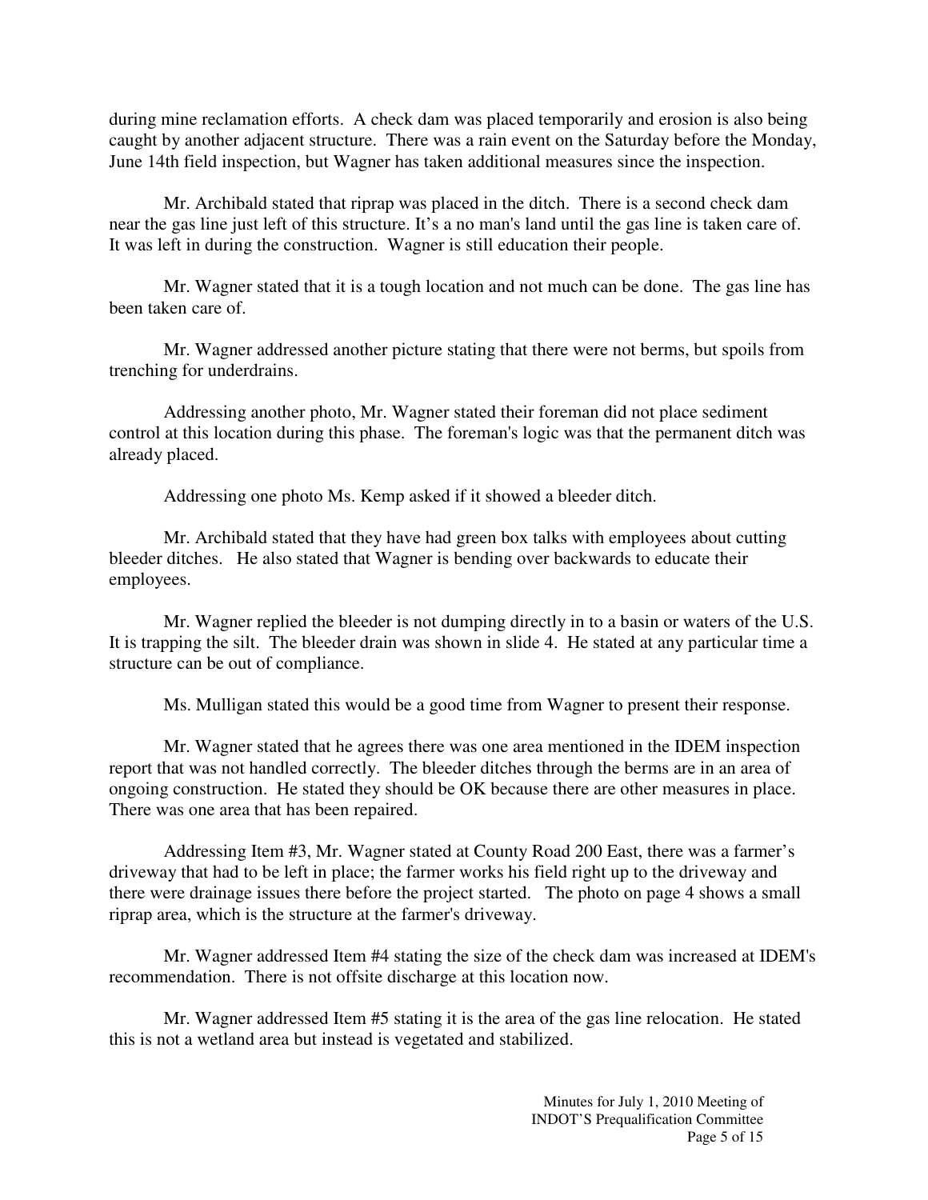during mine reclamation efforts. A check dam was placed temporarily and erosion is also being caught by another adjacent structure. There was a rain event on the Saturday before the Monday, June 14th field inspection, but Wagner has taken additional measures since the inspection.

Mr. Archibald stated that riprap was placed in the ditch. There is a second check dam near the gas line just left of this structure. It's a no man's land until the gas line is taken care of. It was left in during the construction. Wagner is still education their people.

Mr. Wagner stated that it is a tough location and not much can be done. The gas line has been taken care of.

Mr. Wagner addressed another picture stating that there were not berms, but spoils from trenching for underdrains.

Addressing another photo, Mr. Wagner stated their foreman did not place sediment control at this location during this phase. The foreman's logic was that the permanent ditch was already placed.

Addressing one photo Ms. Kemp asked if it showed a bleeder ditch.

Mr. Archibald stated that they have had green box talks with employees about cutting bleeder ditches. He also stated that Wagner is bending over backwards to educate their employees.

Mr. Wagner replied the bleeder is not dumping directly in to a basin or waters of the U.S. It is trapping the silt. The bleeder drain was shown in slide 4. He stated at any particular time a structure can be out of compliance.

Ms. Mulligan stated this would be a good time from Wagner to present their response.

Mr. Wagner stated that he agrees there was one area mentioned in the IDEM inspection report that was not handled correctly. The bleeder ditches through the berms are in an area of ongoing construction. He stated they should be OK because there are other measures in place. There was one area that has been repaired.

Addressing Item #3, Mr. Wagner stated at County Road 200 East, there was a farmer's driveway that had to be left in place; the farmer works his field right up to the driveway and there were drainage issues there before the project started. The photo on page 4 shows a small riprap area, which is the structure at the farmer's driveway.

Mr. Wagner addressed Item #4 stating the size of the check dam was increased at IDEM's recommendation. There is not offsite discharge at this location now.

Mr. Wagner addressed Item #5 stating it is the area of the gas line relocation. He stated this is not a wetland area but instead is vegetated and stabilized.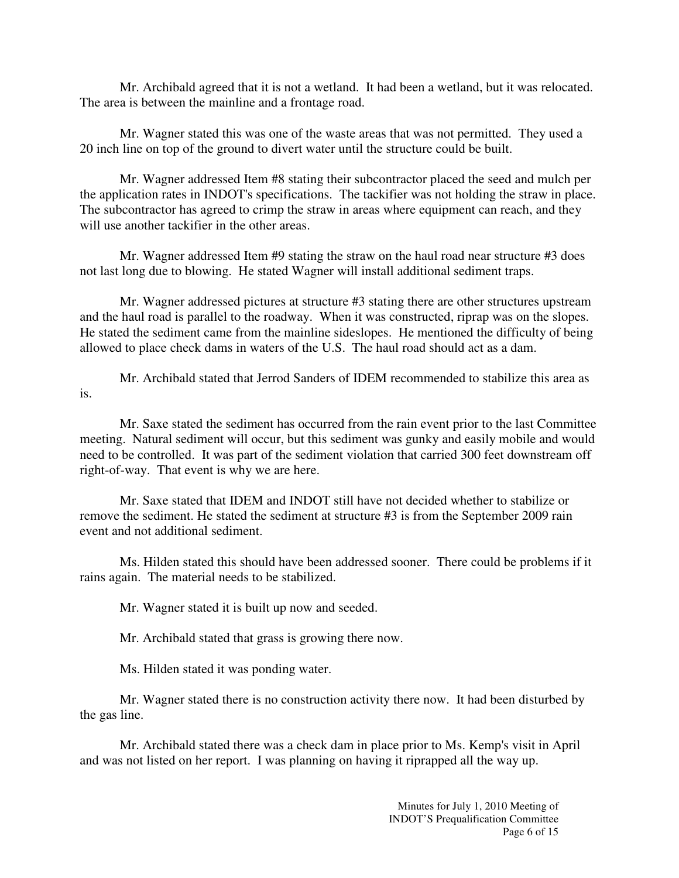Mr. Archibald agreed that it is not a wetland. It had been a wetland, but it was relocated. The area is between the mainline and a frontage road.

Mr. Wagner stated this was one of the waste areas that was not permitted. They used a 20 inch line on top of the ground to divert water until the structure could be built.

Mr. Wagner addressed Item #8 stating their subcontractor placed the seed and mulch per the application rates in INDOT's specifications. The tackifier was not holding the straw in place. The subcontractor has agreed to crimp the straw in areas where equipment can reach, and they will use another tackifier in the other areas.

Mr. Wagner addressed Item #9 stating the straw on the haul road near structure #3 does not last long due to blowing. He stated Wagner will install additional sediment traps.

Mr. Wagner addressed pictures at structure #3 stating there are other structures upstream and the haul road is parallel to the roadway. When it was constructed, riprap was on the slopes. He stated the sediment came from the mainline sideslopes. He mentioned the difficulty of being allowed to place check dams in waters of the U.S. The haul road should act as a dam.

Mr. Archibald stated that Jerrod Sanders of IDEM recommended to stabilize this area as is.

Mr. Saxe stated the sediment has occurred from the rain event prior to the last Committee meeting. Natural sediment will occur, but this sediment was gunky and easily mobile and would need to be controlled. It was part of the sediment violation that carried 300 feet downstream off right-of-way. That event is why we are here.

Mr. Saxe stated that IDEM and INDOT still have not decided whether to stabilize or remove the sediment. He stated the sediment at structure #3 is from the September 2009 rain event and not additional sediment.

Ms. Hilden stated this should have been addressed sooner. There could be problems if it rains again. The material needs to be stabilized.

Mr. Wagner stated it is built up now and seeded.

Mr. Archibald stated that grass is growing there now.

Ms. Hilden stated it was ponding water.

Mr. Wagner stated there is no construction activity there now. It had been disturbed by the gas line.

Mr. Archibald stated there was a check dam in place prior to Ms. Kemp's visit in April and was not listed on her report. I was planning on having it riprapped all the way up.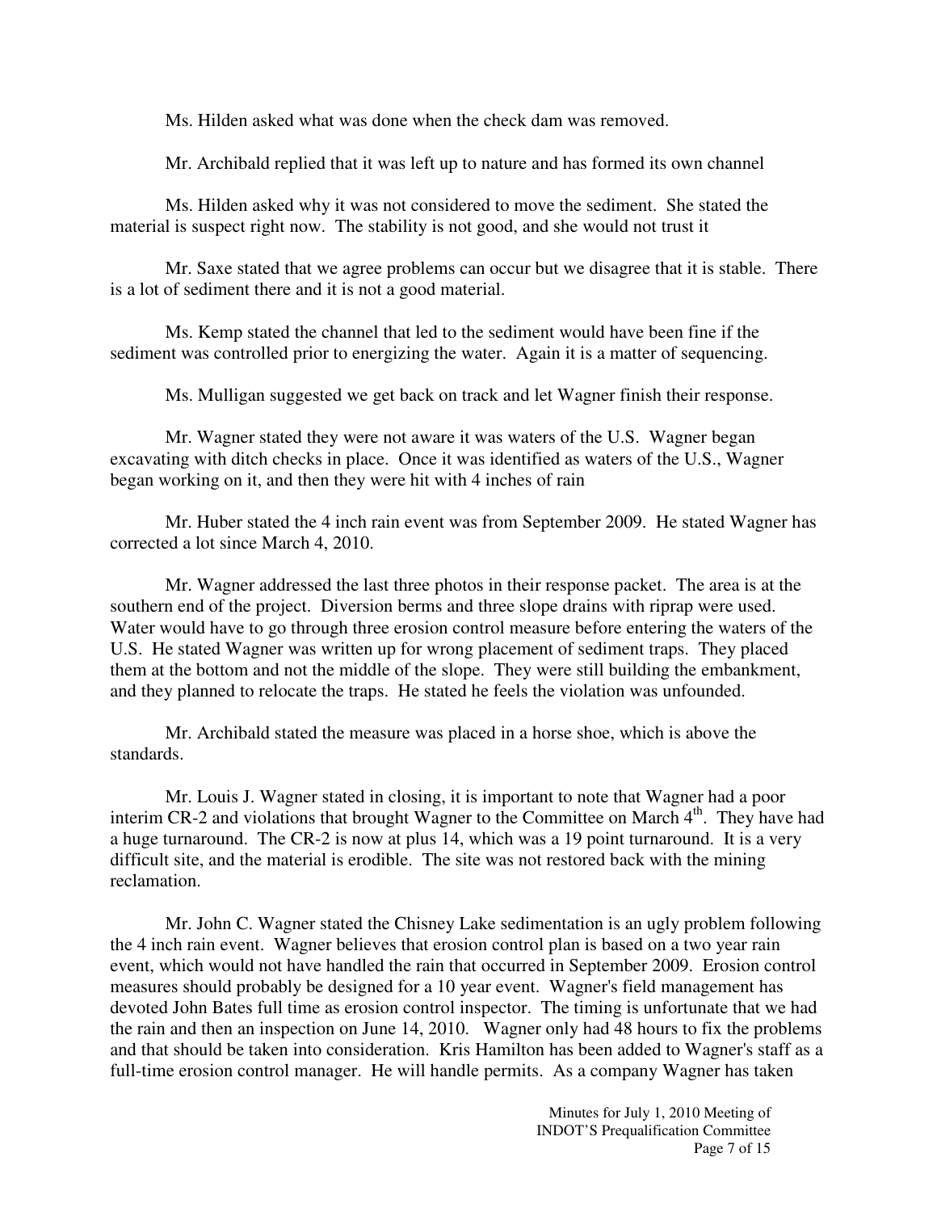Ms. Hilden asked what was done when the check dam was removed.

Mr. Archibald replied that it was left up to nature and has formed its own channel

Ms. Hilden asked why it was not considered to move the sediment. She stated the material is suspect right now. The stability is not good, and she would not trust it

Mr. Saxe stated that we agree problems can occur but we disagree that it is stable. There is a lot of sediment there and it is not a good material.

Ms. Kemp stated the channel that led to the sediment would have been fine if the sediment was controlled prior to energizing the water. Again it is a matter of sequencing.

Ms. Mulligan suggested we get back on track and let Wagner finish their response.

Mr. Wagner stated they were not aware it was waters of the U.S. Wagner began excavating with ditch checks in place. Once it was identified as waters of the U.S., Wagner began working on it, and then they were hit with 4 inches of rain

Mr. Huber stated the 4 inch rain event was from September 2009. He stated Wagner has corrected a lot since March 4, 2010.

Mr. Wagner addressed the last three photos in their response packet. The area is at the southern end of the project. Diversion berms and three slope drains with riprap were used. Water would have to go through three erosion control measure before entering the waters of the U.S. He stated Wagner was written up for wrong placement of sediment traps. They placed them at the bottom and not the middle of the slope. They were still building the embankment, and they planned to relocate the traps. He stated he feels the violation was unfounded.

Mr. Archibald stated the measure was placed in a horse shoe, which is above the standards.

Mr. Louis J. Wagner stated in closing, it is important to note that Wagner had a poor interim CR-2 and violations that brought Wagner to the Committee on March 4th. They have had a huge turnaround. The CR-2 is now at plus 14, which was a 19 point turnaround. It is a very difficult site, and the material is erodible. The site was not restored back with the mining reclamation.

Mr. John C. Wagner stated the Chisney Lake sedimentation is an ugly problem following the 4 inch rain event. Wagner believes that erosion control plan is based on a two year rain event, which would not have handled the rain that occurred in September 2009. Erosion control measures should probably be designed for a 10 year event. Wagner's field management has devoted John Bates full time as erosion control inspector. The timing is unfortunate that we had the rain and then an inspection on June 14, 2010. Wagner only had 48 hours to fix the problems and that should be taken into consideration. Kris Hamilton has been added to Wagner's staff as a full-time erosion control manager. He will handle permits. As a company Wagner has taken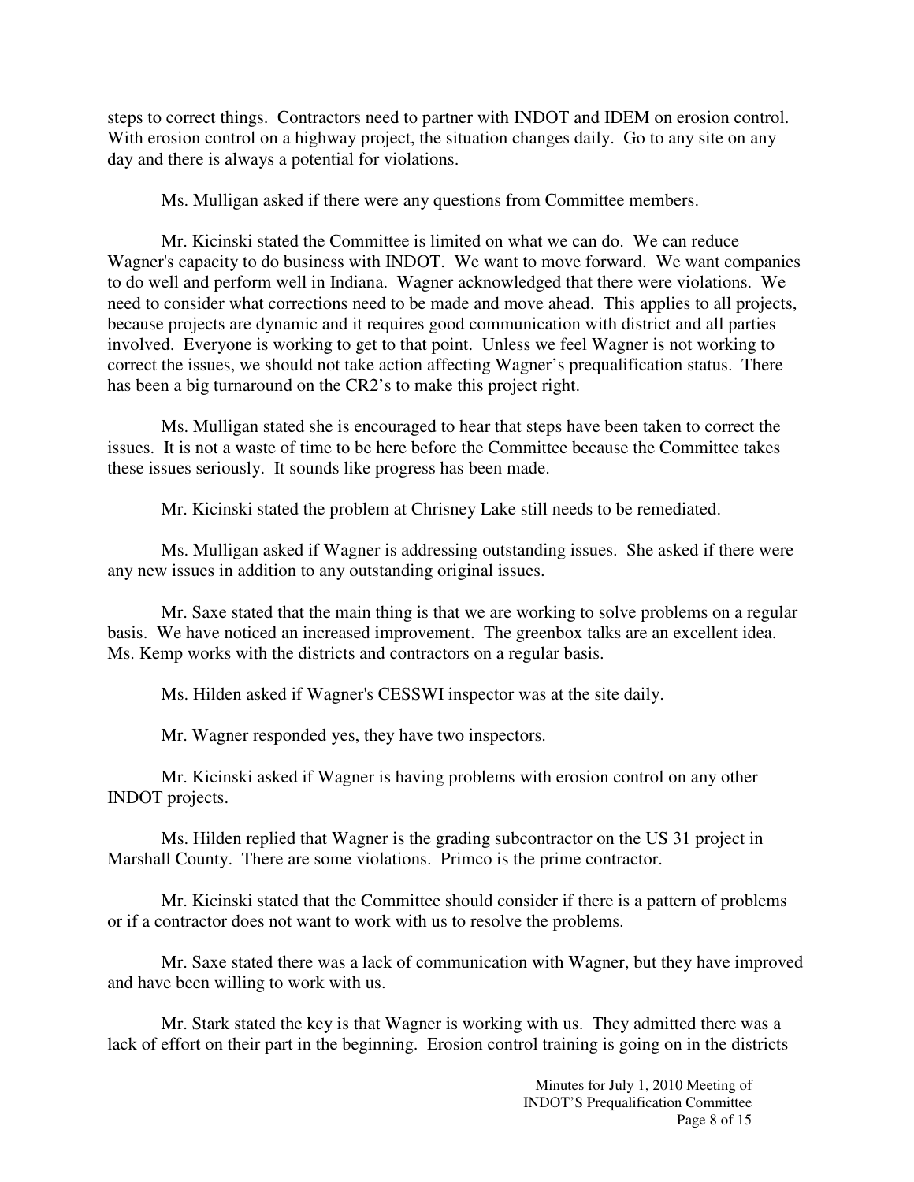steps to correct things. Contractors need to partner with INDOT and IDEM on erosion control. With erosion control on a highway project, the situation changes daily. Go to any site on any day and there is always a potential for violations.

Ms. Mulligan asked if there were any questions from Committee members.

Mr. Kicinski stated the Committee is limited on what we can do. We can reduce Wagner's capacity to do business with INDOT. We want to move forward. We want companies to do well and perform well in Indiana. Wagner acknowledged that there were violations. We need to consider what corrections need to be made and move ahead. This applies to all projects, because projects are dynamic and it requires good communication with district and all parties involved. Everyone is working to get to that point. Unless we feel Wagner is not working to correct the issues, we should not take action affecting Wagner's prequalification status. There has been a big turnaround on the CR2's to make this project right.

Ms. Mulligan stated she is encouraged to hear that steps have been taken to correct the issues. It is not a waste of time to be here before the Committee because the Committee takes these issues seriously. It sounds like progress has been made.

Mr. Kicinski stated the problem at Chrisney Lake still needs to be remediated.

Ms. Mulligan asked if Wagner is addressing outstanding issues. She asked if there were any new issues in addition to any outstanding original issues.

Mr. Saxe stated that the main thing is that we are working to solve problems on a regular basis. We have noticed an increased improvement. The greenbox talks are an excellent idea. Ms. Kemp works with the districts and contractors on a regular basis.

Ms. Hilden asked if Wagner's CESSWI inspector was at the site daily.

Mr. Wagner responded yes, they have two inspectors.

Mr. Kicinski asked if Wagner is having problems with erosion control on any other INDOT projects.

Ms. Hilden replied that Wagner is the grading subcontractor on the US 31 project in Marshall County. There are some violations. Primco is the prime contractor.

Mr. Kicinski stated that the Committee should consider if there is a pattern of problems or if a contractor does not want to work with us to resolve the problems.

Mr. Saxe stated there was a lack of communication with Wagner, but they have improved and have been willing to work with us.

Mr. Stark stated the key is that Wagner is working with us. They admitted there was a lack of effort on their part in the beginning. Erosion control training is going on in the districts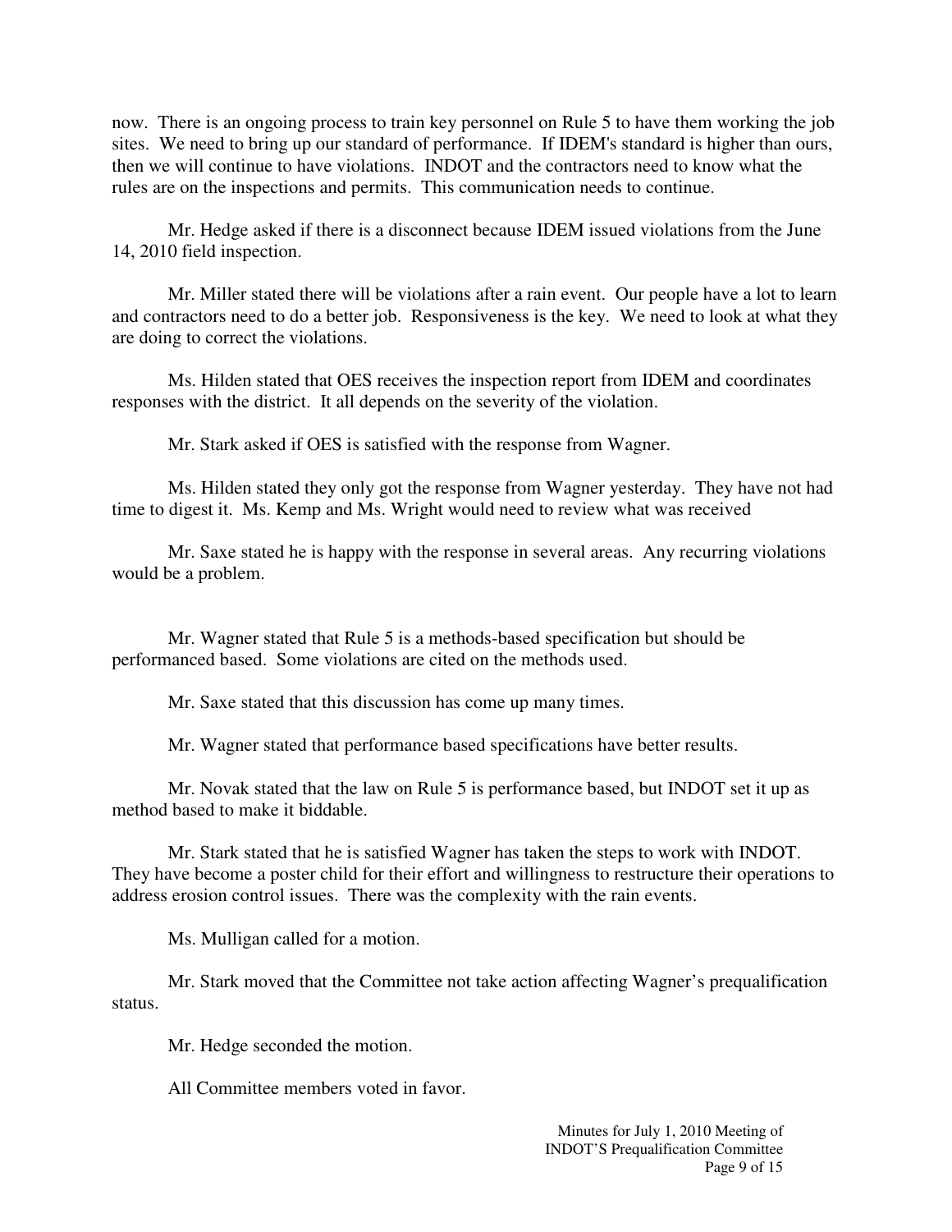now. There is an ongoing process to train key personnel on Rule 5 to have them working the job sites. We need to bring up our standard of performance. If IDEM's standard is higher than ours, then we will continue to have violations. INDOT and the contractors need to know what the rules are on the inspections and permits. This communication needs to continue.

Mr. Hedge asked if there is a disconnect because IDEM issued violations from the June 14, 2010 field inspection.

Mr. Miller stated there will be violations after a rain event. Our people have a lot to learn and contractors need to do a better job. Responsiveness is the key. We need to look at what they are doing to correct the violations.

Ms. Hilden stated that OES receives the inspection report from IDEM and coordinates responses with the district. It all depends on the severity of the violation.

Mr. Stark asked if OES is satisfied with the response from Wagner.

Ms. Hilden stated they only got the response from Wagner yesterday. They have not had time to digest it. Ms. Kemp and Ms. Wright would need to review what was received

Mr. Saxe stated he is happy with the response in several areas. Any recurring violations would be a problem.

Mr. Wagner stated that Rule 5 is a methods-based specification but should be performanced based. Some violations are cited on the methods used.

Mr. Saxe stated that this discussion has come up many times.

Mr. Wagner stated that performance based specifications have better results.

Mr. Novak stated that the law on Rule 5 is performance based, but INDOT set it up as method based to make it biddable.

Mr. Stark stated that he is satisfied Wagner has taken the steps to work with INDOT. They have become a poster child for their effort and willingness to restructure their operations to address erosion control issues. There was the complexity with the rain events.

Ms. Mulligan called for a motion.

Mr. Stark moved that the Committee not take action affecting Wagner's prequalification status.

Mr. Hedge seconded the motion.

All Committee members voted in favor.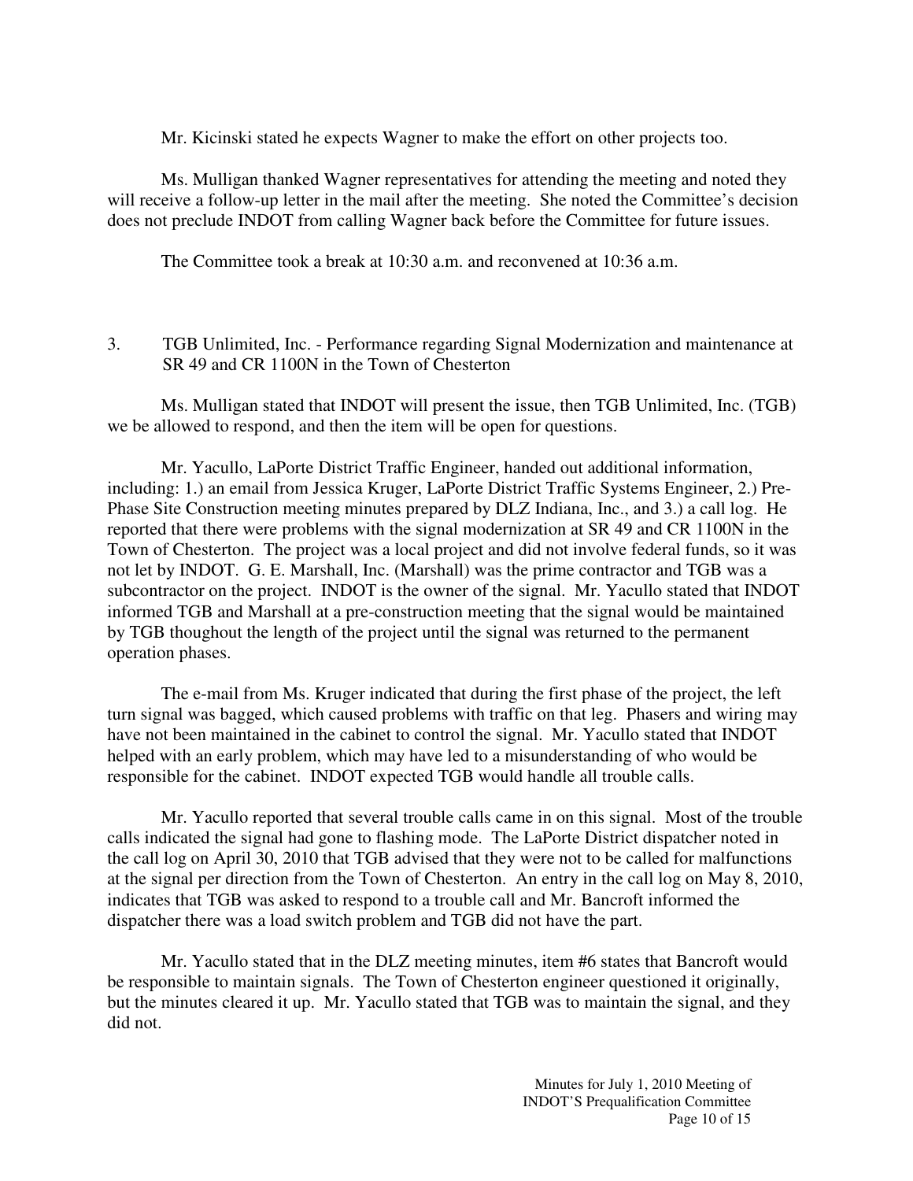Mr. Kicinski stated he expects Wagner to make the effort on other projects too.

Ms. Mulligan thanked Wagner representatives for attending the meeting and noted they will receive a follow-up letter in the mail after the meeting. She noted the Committee's decision does not preclude INDOT from calling Wagner back before the Committee for future issues.

The Committee took a break at 10:30 a.m. and reconvened at 10:36 a.m.

3. TGB Unlimited, Inc. - Performance regarding Signal Modernization and maintenance at SR 49 and CR 1100N in the Town of Chesterton

Ms. Mulligan stated that INDOT will present the issue, then TGB Unlimited, Inc. (TGB) we be allowed to respond, and then the item will be open for questions.

Mr. Yacullo, LaPorte District Traffic Engineer, handed out additional information, including: 1.) an email from Jessica Kruger, LaPorte District Traffic Systems Engineer, 2.) Pre-Phase Site Construction meeting minutes prepared by DLZ Indiana, Inc., and 3.) a call log. He reported that there were problems with the signal modernization at SR 49 and CR 1100N in the Town of Chesterton. The project was a local project and did not involve federal funds, so it was not let by INDOT. G. E. Marshall, Inc. (Marshall) was the prime contractor and TGB was a subcontractor on the project. INDOT is the owner of the signal. Mr. Yacullo stated that INDOT informed TGB and Marshall at a pre-construction meeting that the signal would be maintained by TGB thoughout the length of the project until the signal was returned to the permanent operation phases.

The e-mail from Ms. Kruger indicated that during the first phase of the project, the left turn signal was bagged, which caused problems with traffic on that leg. Phasers and wiring may have not been maintained in the cabinet to control the signal. Mr. Yacullo stated that INDOT helped with an early problem, which may have led to a misunderstanding of who would be responsible for the cabinet. INDOT expected TGB would handle all trouble calls.

Mr. Yacullo reported that several trouble calls came in on this signal. Most of the trouble calls indicated the signal had gone to flashing mode. The LaPorte District dispatcher noted in the call log on April 30, 2010 that TGB advised that they were not to be called for malfunctions at the signal per direction from the Town of Chesterton. An entry in the call log on May 8, 2010, indicates that TGB was asked to respond to a trouble call and Mr. Bancroft informed the dispatcher there was a load switch problem and TGB did not have the part.

Mr. Yacullo stated that in the DLZ meeting minutes, item #6 states that Bancroft would be responsible to maintain signals. The Town of Chesterton engineer questioned it originally, but the minutes cleared it up. Mr. Yacullo stated that TGB was to maintain the signal, and they did not.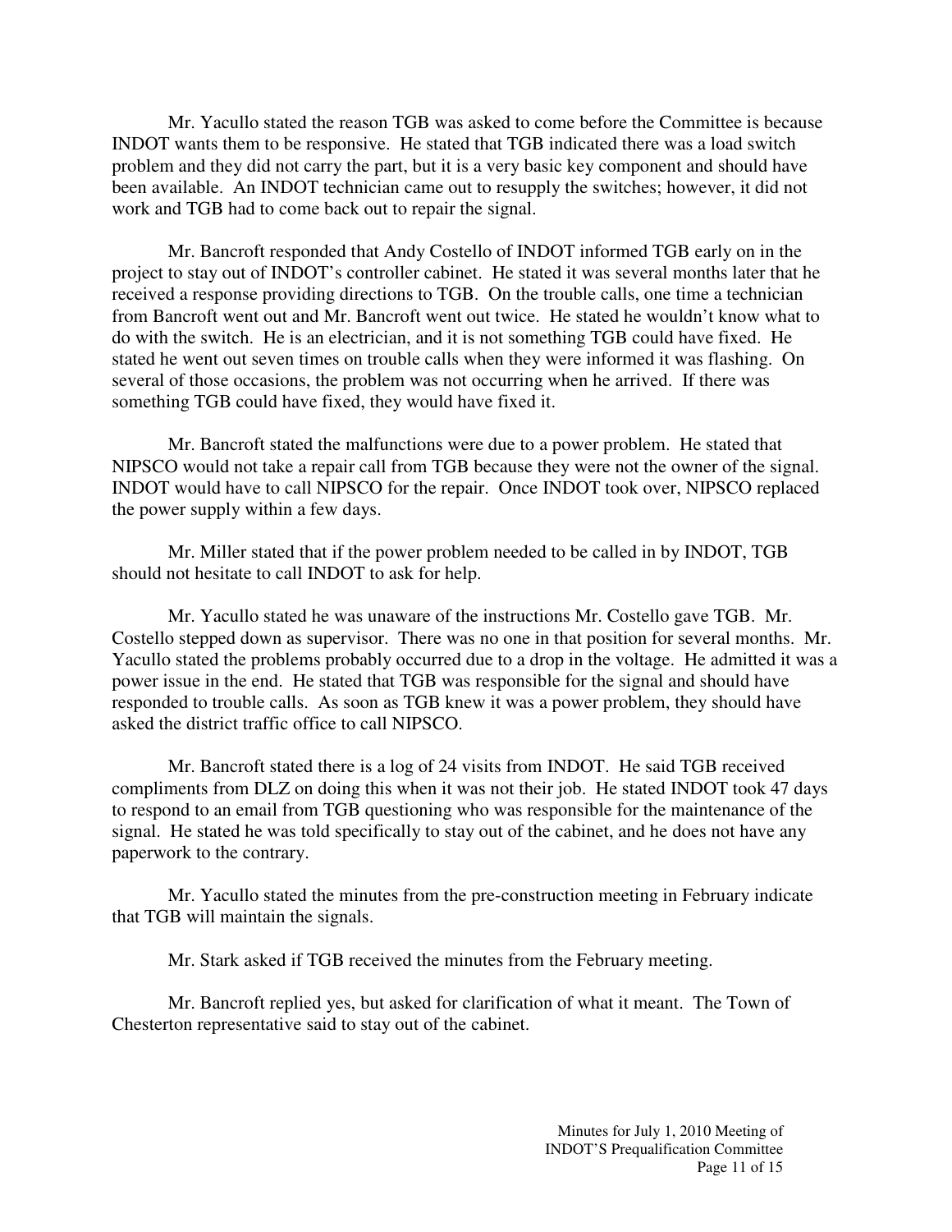Mr. Yacullo stated the reason TGB was asked to come before the Committee is because INDOT wants them to be responsive. He stated that TGB indicated there was a load switch problem and they did not carry the part, but it is a very basic key component and should have been available. An INDOT technician came out to resupply the switches; however, it did not work and TGB had to come back out to repair the signal.

Mr. Bancroft responded that Andy Costello of INDOT informed TGB early on in the project to stay out of INDOT's controller cabinet. He stated it was several months later that he received a response providing directions to TGB. On the trouble calls, one time a technician from Bancroft went out and Mr. Bancroft went out twice. He stated he wouldn't know what to do with the switch. He is an electrician, and it is not something TGB could have fixed. He stated he went out seven times on trouble calls when they were informed it was flashing. On several of those occasions, the problem was not occurring when he arrived. If there was something TGB could have fixed, they would have fixed it.

Mr. Bancroft stated the malfunctions were due to a power problem. He stated that NIPSCO would not take a repair call from TGB because they were not the owner of the signal. INDOT would have to call NIPSCO for the repair. Once INDOT took over, NIPSCO replaced the power supply within a few days.

Mr. Miller stated that if the power problem needed to be called in by INDOT, TGB should not hesitate to call INDOT to ask for help.

Mr. Yacullo stated he was unaware of the instructions Mr. Costello gave TGB. Mr. Costello stepped down as supervisor. There was no one in that position for several months. Mr. Yacullo stated the problems probably occurred due to a drop in the voltage. He admitted it was a power issue in the end. He stated that TGB was responsible for the signal and should have responded to trouble calls. As soon as TGB knew it was a power problem, they should have asked the district traffic office to call NIPSCO.

Mr. Bancroft stated there is a log of 24 visits from INDOT. He said TGB received compliments from DLZ on doing this when it was not their job. He stated INDOT took 47 days to respond to an email from TGB questioning who was responsible for the maintenance of the signal. He stated he was told specifically to stay out of the cabinet, and he does not have any paperwork to the contrary.

Mr. Yacullo stated the minutes from the pre-construction meeting in February indicate that TGB will maintain the signals.

Mr. Stark asked if TGB received the minutes from the February meeting.

Mr. Bancroft replied yes, but asked for clarification of what it meant. The Town of Chesterton representative said to stay out of the cabinet.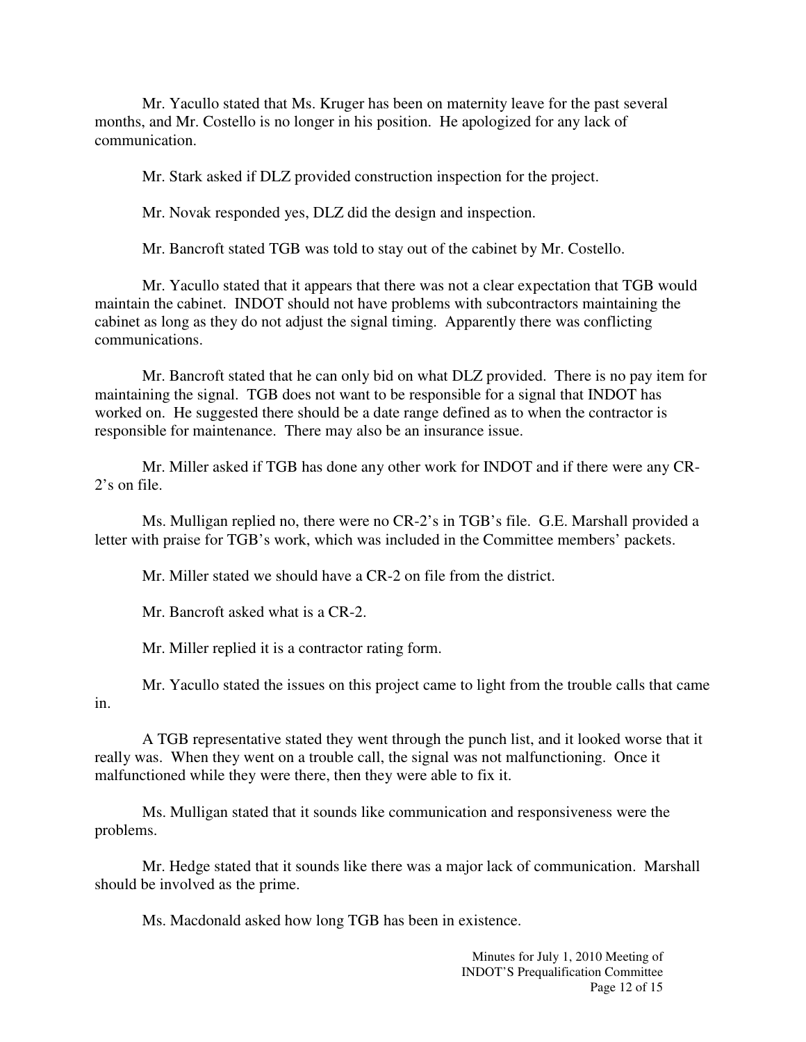Mr. Yacullo stated that Ms. Kruger has been on maternity leave for the past several months, and Mr. Costello is no longer in his position. He apologized for any lack of communication.

Mr. Stark asked if DLZ provided construction inspection for the project.

Mr. Novak responded yes, DLZ did the design and inspection.

Mr. Bancroft stated TGB was told to stay out of the cabinet by Mr. Costello.

Mr. Yacullo stated that it appears that there was not a clear expectation that TGB would maintain the cabinet. INDOT should not have problems with subcontractors maintaining the cabinet as long as they do not adjust the signal timing. Apparently there was conflicting communications.

Mr. Bancroft stated that he can only bid on what DLZ provided. There is no pay item for maintaining the signal. TGB does not want to be responsible for a signal that INDOT has worked on. He suggested there should be a date range defined as to when the contractor is responsible for maintenance. There may also be an insurance issue.

Mr. Miller asked if TGB has done any other work for INDOT and if there were any CR-2's on file.

Ms. Mulligan replied no, there were no CR-2's in TGB's file. G.E. Marshall provided a letter with praise for TGB's work, which was included in the Committee members' packets.

Mr. Miller stated we should have a CR-2 on file from the district.

Mr. Bancroft asked what is a CR-2.

Mr. Miller replied it is a contractor rating form.

Mr. Yacullo stated the issues on this project came to light from the trouble calls that came in.

A TGB representative stated they went through the punch list, and it looked worse that it really was. When they went on a trouble call, the signal was not malfunctioning. Once it malfunctioned while they were there, then they were able to fix it.

Ms. Mulligan stated that it sounds like communication and responsiveness were the problems.

Mr. Hedge stated that it sounds like there was a major lack of communication. Marshall should be involved as the prime.

Ms. Macdonald asked how long TGB has been in existence.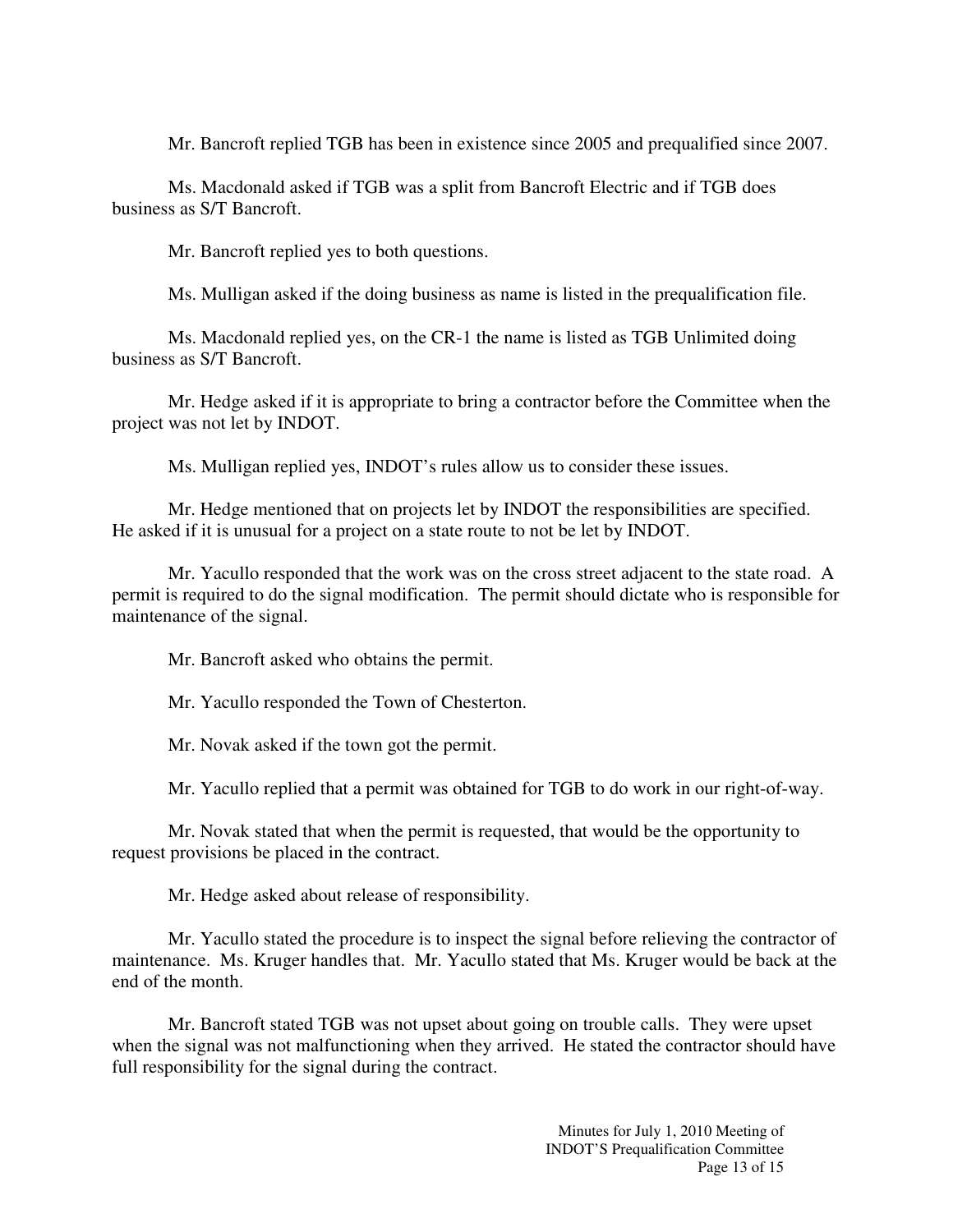Mr. Bancroft replied TGB has been in existence since 2005 and prequalified since 2007.

Ms. Macdonald asked if TGB was a split from Bancroft Electric and if TGB does business as S/T Bancroft.

Mr. Bancroft replied yes to both questions.

Ms. Mulligan asked if the doing business as name is listed in the prequalification file.

Ms. Macdonald replied yes, on the CR-1 the name is listed as TGB Unlimited doing business as S/T Bancroft.

Mr. Hedge asked if it is appropriate to bring a contractor before the Committee when the project was not let by INDOT.

Ms. Mulligan replied yes, INDOT's rules allow us to consider these issues.

Mr. Hedge mentioned that on projects let by INDOT the responsibilities are specified. He asked if it is unusual for a project on a state route to not be let by INDOT.

Mr. Yacullo responded that the work was on the cross street adjacent to the state road. A permit is required to do the signal modification. The permit should dictate who is responsible for maintenance of the signal.

Mr. Bancroft asked who obtains the permit.

Mr. Yacullo responded the Town of Chesterton.

Mr. Novak asked if the town got the permit.

Mr. Yacullo replied that a permit was obtained for TGB to do work in our right-of-way.

Mr. Novak stated that when the permit is requested, that would be the opportunity to request provisions be placed in the contract.

Mr. Hedge asked about release of responsibility.

Mr. Yacullo stated the procedure is to inspect the signal before relieving the contractor of maintenance. Ms. Kruger handles that. Mr. Yacullo stated that Ms. Kruger would be back at the end of the month.

Mr. Bancroft stated TGB was not upset about going on trouble calls. They were upset when the signal was not malfunctioning when they arrived. He stated the contractor should have full responsibility for the signal during the contract.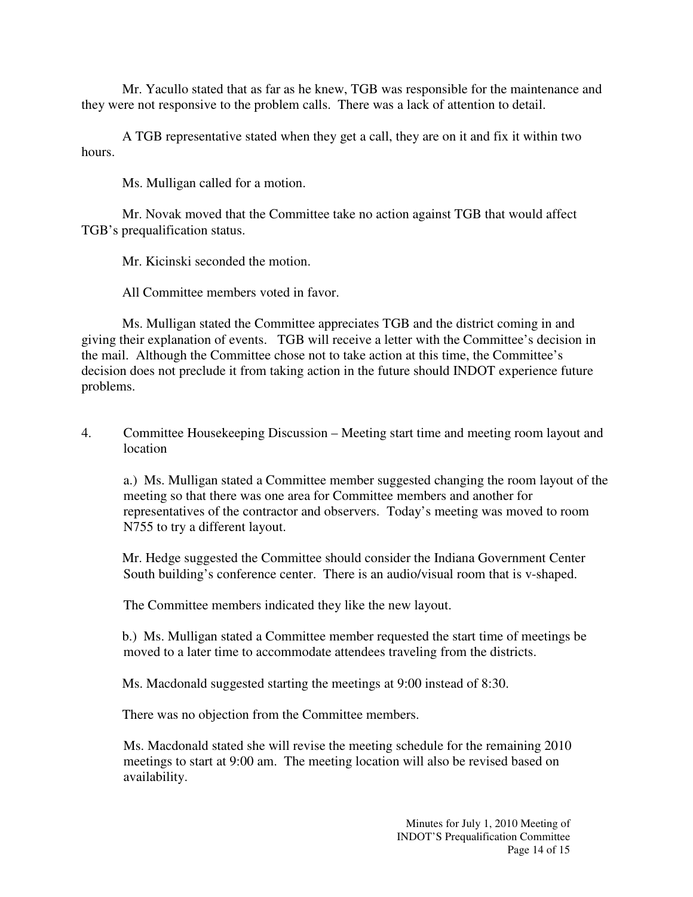Mr. Yacullo stated that as far as he knew, TGB was responsible for the maintenance and they were not responsive to the problem calls. There was a lack of attention to detail.

A TGB representative stated when they get a call, they are on it and fix it within two hours.

Ms. Mulligan called for a motion.

Mr. Novak moved that the Committee take no action against TGB that would affect TGB's prequalification status.

Mr. Kicinski seconded the motion.

All Committee members voted in favor.

Ms. Mulligan stated the Committee appreciates TGB and the district coming in and giving their explanation of events. TGB will receive a letter with the Committee's decision in the mail. Although the Committee chose not to take action at this time, the Committee's decision does not preclude it from taking action in the future should INDOT experience future problems.

4. Committee Housekeeping Discussion – Meeting start time and meeting room layout and location

a.) Ms. Mulligan stated a Committee member suggested changing the room layout of the meeting so that there was one area for Committee members and another for representatives of the contractor and observers. Today's meeting was moved to room N755 to try a different layout.

Mr. Hedge suggested the Committee should consider the Indiana Government Center South building's conference center. There is an audio/visual room that is v-shaped.

The Committee members indicated they like the new layout.

b.) Ms. Mulligan stated a Committee member requested the start time of meetings be moved to a later time to accommodate attendees traveling from the districts.

Ms. Macdonald suggested starting the meetings at 9:00 instead of 8:30.

There was no objection from the Committee members.

Ms. Macdonald stated she will revise the meeting schedule for the remaining 2010 meetings to start at 9:00 am. The meeting location will also be revised based on availability.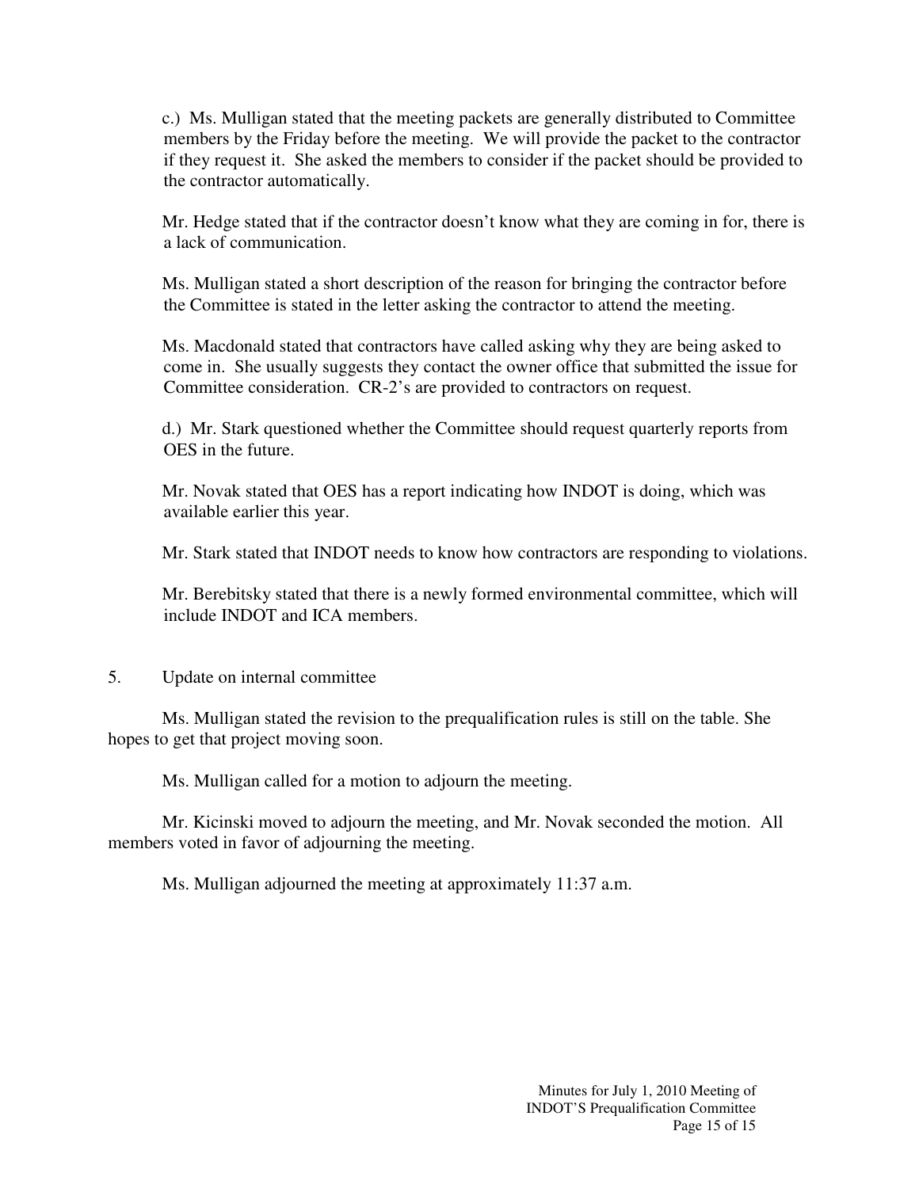c.) Ms. Mulligan stated that the meeting packets are generally distributed to Committee members by the Friday before the meeting. We will provide the packet to the contractor if they request it. She asked the members to consider if the packet should be provided to the contractor automatically.

Mr. Hedge stated that if the contractor doesn't know what they are coming in for, there is a lack of communication.

Ms. Mulligan stated a short description of the reason for bringing the contractor before the Committee is stated in the letter asking the contractor to attend the meeting.

Ms. Macdonald stated that contractors have called asking why they are being asked to come in. She usually suggests they contact the owner office that submitted the issue for Committee consideration. CR-2's are provided to contractors on request.

d.) Mr. Stark questioned whether the Committee should request quarterly reports from OES in the future.

Mr. Novak stated that OES has a report indicating how INDOT is doing, which was available earlier this year.

Mr. Stark stated that INDOT needs to know how contractors are responding to violations.

Mr. Berebitsky stated that there is a newly formed environmental committee, which will include INDOT and ICA members.

5. Update on internal committee

Ms. Mulligan stated the revision to the prequalification rules is still on the table. She hopes to get that project moving soon.

Ms. Mulligan called for a motion to adjourn the meeting.

Mr. Kicinski moved to adjourn the meeting, and Mr. Novak seconded the motion. All members voted in favor of adjourning the meeting.

Ms. Mulligan adjourned the meeting at approximately 11:37 a.m.